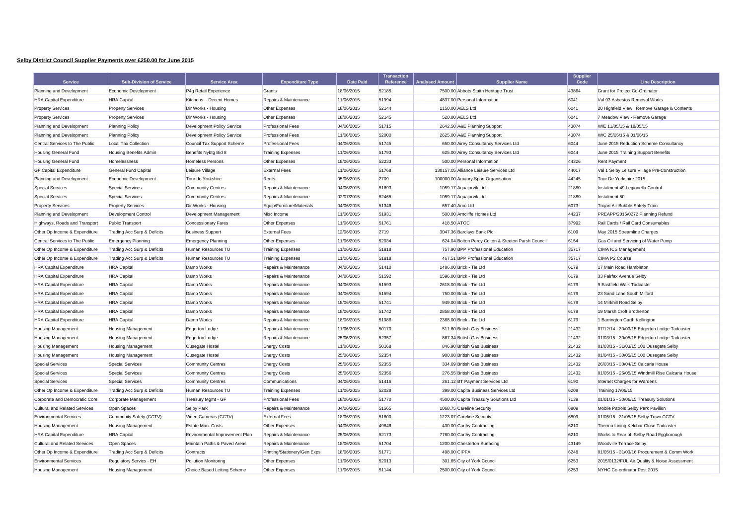**Selby District Council Supplier Payments over £250.00 for June 2015**

| Service | Sub-Division of Service | Service Area | Expenditure Type | Date Paid | Transaction Reference | Analysed Amount | Supplier Name | Supplier Code | Line Description |
|---|---|---|---|---|---|---|---|---|---|
| Planning and Development | Economic Development | P4g Retail Experience | Grants | 18/06/2015 | 52185 | 7500.00 | Abbots Staith Heritage Trust | 43864 | Grant for Project Co-Ordinator |
| HRA Capital Expenditure | HRA Capital | Kitchens - Decent Homes | Repairs & Maintenance | 11/06/2015 | 51994 | 4837.00 | Personal Information | 6041 | Val 93 Asbestos Removal Works |
| Property Services | Property Services | Dir Works - Housing | Other Expenses | 18/06/2015 | 52144 | 1150.00 | AELS Ltd | 6041 | 20 Highfield View Remove Garage & Contents |
| Property Services | Property Services | Dir Works - Housing | Other Expenses | 18/06/2015 | 52145 | 520.00 | AELS Ltd | 6041 | 7 Meadow View - Remove Garage |
| Planning and Development | Planning Policy | Development Policy Service | Professional Fees | 04/06/2015 | 51715 | 2642.50 | A&E Planning Support | 43074 | W/E 11/05/15 & 18/05/15 |
| Planning and Development | Planning Policy | Development Policy Service | Professional Fees | 11/06/2015 | 52000 | 2625.00 | A&E Planning Support | 43074 | W/C 25/05/15 & 01/06/15 |
| Central Services to The Public | Local Tax Collection | Council Tax Support Scheme | Professional Fees | 04/06/2015 | 51745 | 650.00 | Airey Consultancy Services Ltd | 6044 | June 2015 Reduction Scheme Consultancy |
| Housing General Fund | Housing Benefits Admin | Benefits Nybtg Bid 8 | Training Expenses | 11/06/2015 | 51793 | 625.00 | Airey Consultancy Services Ltd | 6044 | June 2015 Training Support Benefits |
| Housing General Fund | Homelessness | Homeless Persons | Other Expenses | 18/06/2015 | 52233 | 500.00 | Personal Information | 44326 | Rent Payment |
| GF Capital Expenditure | General Fund Capital | Leisure Village | External Fees | 11/06/2015 | 51768 | 130157.05 | Alliance Leisure Services Ltd | 44017 | Val 1 Selby Leisure Village Pre-Construction |
| Planning and Development | Economic Development | Tour de Yorkshire | Rents | 05/06/2015 | 2709 | 100000.00 | Amaury Sport Organisation | 44245 | Tour De Yorkshire 2015 |
| Special Services | Special Services | Community Centres | Repairs & Maintenance | 04/06/2015 | 51693 | 1059.17 | Aquajorvik Ltd | 21880 | Instalment 49 Legionella Control |
| Special Services | Special Services | Community Centres | Repairs & Maintenance | 02/07/2015 | 52465 | 1059.17 | Aquajorvik Ltd | 21880 | Instalment 50 |
| Property Services | Property Services | Dir Works - Housing | Equip/Furniture/Materials | 04/06/2015 | 51346 | 657.40 | Arco Ltd | 6073 | Trojan Air Bubble Safety Train |
| Planning and Development | Development Control | Development Management | Misc Income | 11/06/2015 | 51931 | 500.00 | Arncliffe Homes Ltd | 44237 | PREAPP/2015/0272 Planning Refund |
| Highways, Roads and Transport | Public Transport | Concessionary Fares | Other Expenses | 11/06/2015 | 51761 | 418.50 | ATOC | 37992 | Rail Cards / Rail Card Consumables |
| Other Op Income & Expenditure | Trading Acc Surp & Deficits | Business Support | External Fees | 12/06/2015 | 2719 | 3047.36 | Barclays Bank Plc | 6109 | May 2015 Streamline Charges |
| Central Services to The Public | Emergency Planning | Emergency Planning | Other Expenses | 11/06/2015 | 52034 | 624.04 | Bolton Percy Colton & Steeton Parsh Council | 6154 | Gas Oil and Servicing of Water Pump |
| Other Op Income & Expenditure | Trading Acc Surp & Deficits | Human Resources TU | Training Expenses | 11/06/2015 | 51818 | 757.90 | BPP Professional Education | 35717 | CIMA ICS Management |
| Other Op Income & Expenditure | Trading Acc Surp & Deficits | Human Resources TU | Training Expenses | 11/06/2015 | 51818 | 467.51 | BPP Professional Education | 35717 | CIMA P2 Course |
| HRA Capital Expenditure | HRA Capital | Damp Works | Repairs & Maintenance | 04/06/2015 | 51410 | 1486.00 | Brick - Tie Ltd | 6179 | 17 Main Road Hambleton |
| HRA Capital Expenditure | HRA Capital | Damp Works | Repairs & Maintenance | 04/06/2015 | 51592 | 1596.00 | Brick - Tie Ltd | 6179 | 33 Fairfax Avenue Selby |
| HRA Capital Expenditure | HRA Capital | Damp Works | Repairs & Maintenance | 04/06/2015 | 51593 | 2618.00 | Brick - Tie Ltd | 6179 | 9 Eastfield Walk Tadcaster |
| HRA Capital Expenditure | HRA Capital | Damp Works | Repairs & Maintenance | 04/06/2015 | 51594 | 750.00 | Brick - Tie Ltd | 6179 | 23 Sand Lane South Milford |
| HRA Capital Expenditure | HRA Capital | Damp Works | Repairs & Maintenance | 18/06/2015 | 51741 | 949.00 | Brick - Tie Ltd | 6179 | 14 Mirkhill Road Selby |
| HRA Capital Expenditure | HRA Capital | Damp Works | Repairs & Maintenance | 18/06/2015 | 51742 | 2858.00 | Brick - Tie Ltd | 6179 | 19 Marsh Croft Brotherton |
| HRA Capital Expenditure | HRA Capital | Damp Works | Repairs & Maintenance | 18/06/2015 | 51986 | 2388.00 | Brick - Tie Ltd | 6179 | 1 Barrington Garth Kellington |
| Housing Management | Housing Management | Edgerton Lodge | Repairs & Maintenance | 11/06/2015 | 50170 | 511.60 | British Gas Business | 21432 | 07/12/14 - 30/03/15 Edgerton Lodge Tadcaster |
| Housing Management | Housing Management | Edgerton Lodge | Repairs & Maintenance | 25/06/2015 | 52357 | 867.34 | British Gas Business | 21432 | 31/03/15 - 30/05/15 Edgerton Lodge Tadcaster |
| Housing Management | Housing Management | Ousegate Hostel | Energy Costs | 11/06/2015 | 50168 | 846.90 | British Gas Business | 21432 | 01/03/15 - 31/03/15 100 Ousegate Selby |
| Housing Management | Housing Management | Ousegate Hostel | Energy Costs | 25/06/2015 | 52354 | 900.08 | British Gas Business | 21432 | 01/04/15 - 30/05/15 100 Ousegate Selby |
| Special Services | Special Services | Community Centres | Energy Costs | 25/06/2015 | 52355 | 334.69 | British Gas Business | 21432 | 26/03/15 - 30/04/15 Calcaria House |
| Special Services | Special Services | Community Centres | Energy Costs | 25/06/2015 | 52356 | 276.55 | British Gas Business | 21432 | 01/05/15 - 26/05/15 Windmill Rise Calcaria House |
| Special Services | Special Services | Community Centres | Communications | 04/06/2015 | 51416 | 261.12 | BT Payment Services Ltd | 6190 | Internet Charges for Wardens |
| Other Op Income & Expenditure | Trading Acc Surp & Deficits | Human Resources TU | Training Expenses | 11/06/2015 | 52028 | 399.00 | Capita Business Services Ltd | 6208 | Training 17/06/15 |
| Corporate and Democratic Core | Corporate Management | Treasury Mgmt - GF | Professional Fees | 18/06/2015 | 51770 | 4500.00 | Capita Treasury Solutions Ltd | 7139 | 01/01/15 - 30/06/15 Treasury Solutions |
| Cultural and Related Services | Open Spaces | Selby Park | Repairs & Maintenance | 04/06/2015 | 51565 | 1068.75 | Careline Security | 6809 | Mobile Patrols Selby Park Pavilion |
| Environmental Services | Community Safety (CCTV) | Video Cameras (CCTV) | External Fees | 18/06/2015 | 51800 | 1223.07 | Careline Security | 6809 | 01/05/15 - 31/05/15 Selby Town CCTV |
| Housing Management | Housing Management | Estate Man. Costs | Other Expenses | 04/06/2015 | 49846 | 430.00 | Carthy Contracting | 6210 | Thermo Lining Kelcbar Close Tadcaster |
| HRA Capital Expenditure | HRA Capital | Environmental Improvement Plan | Repairs & Maintenance | 25/06/2015 | 52173 | 7760.00 | Carthy Contracting | 6210 | Works to Rear of Selby Road Eggborough |
| Cultural and Related Services | Open Spaces | Maintain Paths & Paved Areas | Repairs & Maintenance | 18/06/2015 | 51704 | 1200.00 | Chesterton Surfacing | 43149 | Woodville Terrace Selby |
| Other Op Income & Expenditure | Trading Acc Surp & Deficits | Contracts | Printing/Stationery/Gen Exps | 18/06/2015 | 51771 | 498.00 | CIPFA | 6248 | 01/05/15 - 31/03/16 Procurement & Comm Work |
| Environmental Services | Regulatory Servics - EH | Pollution Monitoring | Other Expenses | 11/06/2015 | 52013 | 301.65 | City of York Council | 6253 | 2015/0132/FUL Air Quality & Noise Assessment |
| Housing Management | Housing Management | Choice Based Letting Scheme | Other Expenses | 11/06/2015 | 51144 | 2500.00 | City of York Council | 6253 | NYHC Co-ordinator Post 2015 |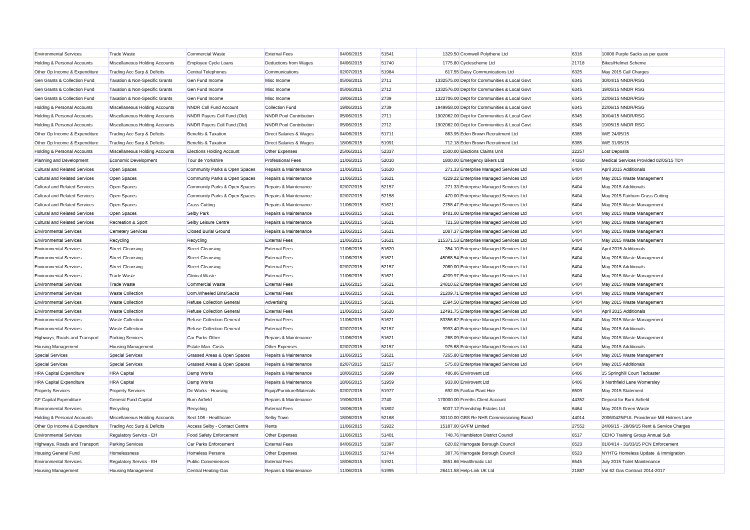| | | | | | | | | |
|---|---|---|---|---|---|---|---|---|
| Environmental Services | Trade Waste | Commercial Waste | External Fees | 04/06/2015 | 51541 | 1329.50 Cromwell Polythene Ltd | 6316 | 10000 Purple Sacks as per quote |
| Holding & Personal Accounts | Miscellaneous Holding Accounts | Employee Cycle Loans | Deductions from Wages | 04/06/2015 | 51740 | 1775.80 Cyclescheme Ltd | 21718 | Bikes/Helmet Scheme |
| Other Op Income & Expenditure | Trading Acc Surp & Deficits | Central Telephones | Communications | 02/07/2015 | 51984 | 617.55 Daisy Communications Ltd | 6325 | May 2015 Call Charges |
| Gen Grants & Collection Fund | Taxation & Non-Specific Grants | Gen Fund Income | Misc Income | 05/06/2015 | 2711 | 1332575.00 Dept for Communities & Local Govt | 6345 | 30/04/15 NNDR/RSG |
| Gen Grants & Collection Fund | Taxation & Non-Specific Grants | Gen Fund Income | Misc Income | 05/06/2015 | 2712 | 1332576.00 Dept for Communities & Local Govt | 6345 | 19/05/15 NNDR RSG |
| Gen Grants & Collection Fund | Taxation & Non-Specific Grants | Gen Fund Income | Misc Income | 19/06/2015 | 2739 | 1322706.00 Dept for Communities & Local Govt | 6345 | 22/06/15 NNDR/RSG |
| Holding & Personal Accounts | Miscellaneous Holding Accounts | NNDR Coll Fund Account | Collection Fund | 19/06/2015 | 2739 | 1949958.00 Dept for Communities & Local Govt | 6345 | 22/06/15 NNDR/RSG |
| Holding & Personal Accounts | Miscellaneous Holding Accounts | NNDR Payers Coll Fund (Old) | NNDR Pool Contribution | 05/06/2015 | 2711 | 1902062.00 Dept for Communities & Local Govt | 6345 | 30/04/15 NNDR/RSG |
| Holding & Personal Accounts | Miscellaneous Holding Accounts | NNDR Payers Coll Fund (Old) | NNDR Pool Contribution | 05/06/2015 | 2712 | 1902062.00 Dept for Communities & Local Govt | 6345 | 19/05/15 NNDR RSG |
| Other Op Income & Expenditure | Trading Acc Surp & Deficits | Benefits & Taxation | Direct Salaries & Wages | 04/06/2015 | 51711 | 863.95 Eden Brown Recruitment Ltd | 6385 | W/E 24/05/15 |
| Other Op Income & Expenditure | Trading Acc Surp & Deficits | Benefits & Taxation | Direct Salaries & Wages | 18/06/2015 | 51991 | 712.18 Eden Brown Recruitment Ltd | 6385 | W/E 31/05/15 |
| Holding & Personal Accounts | Miscellaneous Holding Accounts | Elections Holding Account | Other Expenses | 25/06/2015 | 52337 | 1500.00 Elections Claims Unit | 22257 | Lost Deposits |
| Planning and Development | Economic Development | Tour de Yorkshire | Professional Fees | 11/06/2015 | 52010 | 1800.00 Emergency Bikers Ltd | 44260 | Medical Services Provided 02/05/15 TDY |
| Cultural and Related Services | Open Spaces | Community Parks & Open Spaces | Repairs & Maintenance | 11/06/2015 | 51620 | 271.33 Enterprise Managed Services Ltd | 6404 | April 2015 Additionals |
| Cultural and Related Services | Open Spaces | Community Parks & Open Spaces | Repairs & Maintenance | 11/06/2015 | 51621 | 4229.22 Enterprise Managed Services Ltd | 6404 | May 2015 Waste Management |
| Cultural and Related Services | Open Spaces | Community Parks & Open Spaces | Repairs & Maintenance | 02/07/2015 | 52157 | 271.33 Enterprise Managed Services Ltd | 6404 | May 2015 Additionals |
| Cultural and Related Services | Open Spaces | Community Parks & Open Spaces | Repairs & Maintenance | 02/07/2015 | 52158 | 470.00 Enterprise Managed Services Ltd | 6404 | May 2015 Fairburn Grass Cutting |
| Cultural and Related Services | Open Spaces | Grass Cutting | Repairs & Maintenance | 11/06/2015 | 51621 | 2758.47 Enterprise Managed Services Ltd | 6404 | May 2015 Waste Management |
| Cultural and Related Services | Open Spaces | Selby Park | Repairs & Maintenance | 11/06/2015 | 51621 | 8481.00 Enterprise Managed Services Ltd | 6404 | May 2015 Waste Management |
| Cultural and Related Services | Recreation & Sport | Selby Leisure Centre | Repairs & Maintenance | 11/06/2015 | 51621 | 721.58 Enterprise Managed Services Ltd | 6404 | May 2015 Waste Management |
| Environmental Services | Cemetery Services | Closed Burial Ground | Repairs & Maintenance | 11/06/2015 | 51621 | 1087.37 Enterprise Managed Services Ltd | 6404 | May 2015 Waste Management |
| Environmental Services | Recycling | Recycling | External Fees | 11/06/2015 | 51621 | 115371.53 Enterprise Managed Services Ltd | 6404 | May 2015 Waste Management |
| Environmental Services | Street Cleansing | Street Cleansing | External Fees | 11/06/2015 | 51620 | 354.10 Enterprise Managed Services Ltd | 6404 | April 2015 Additionals |
| Environmental Services | Street Cleansing | Street Cleansing | External Fees | 11/06/2015 | 51621 | 45068.54 Enterprise Managed Services Ltd | 6404 | May 2015 Waste Management |
| Environmental Services | Street Cleansing | Street Cleansing | External Fees | 02/07/2015 | 52157 | 2060.00 Enterprise Managed Services Ltd | 6404 | May 2015 Additionals |
| Environmental Services | Trade Waste | Clinical Waste | External Fees | 11/06/2015 | 51621 | 4209.97 Enterprise Managed Services Ltd | 6404 | May 2015 Waste Management |
| Environmental Services | Trade Waste | Commercial Waste | External Fees | 11/06/2015 | 51621 | 24810.62 Enterprise Managed Services Ltd | 6404 | May 2015 Waste Management |
| Environmental Services | Waste Collection | Dom.Wheeled Bins/Sacks | External Fees | 11/06/2015 | 51621 | 21209.71 Enterprise Managed Services Ltd | 6404 | May 2015 Waste Management |
| Environmental Services | Waste Collection | Refuse Collection General | Advertising | 11/06/2015 | 51621 | 1594.50 Enterprise Managed Services Ltd | 6404 | May 2015 Waste Management |
| Environmental Services | Waste Collection | Refuse Collection General | External Fees | 11/06/2015 | 51620 | 12491.75 Enterprise Managed Services Ltd | 6404 | April 2015 Additionals |
| Environmental Services | Waste Collection | Refuse Collection General | External Fees | 11/06/2015 | 51621 | 83356.62 Enterprise Managed Services Ltd | 6404 | May 2015 Waste Management |
| Environmental Services | Waste Collection | Refuse Collection General | External Fees | 02/07/2015 | 52157 | 9993.40 Enterprise Managed Services Ltd | 6404 | May 2015 Additionals |
| Highways, Roads and Transport | Parking Services | Car Parks-Other | Repairs & Maintenance | 11/06/2015 | 51621 | 268.09 Enterprise Managed Services Ltd | 6404 | May 2015 Waste Management |
| Housing Management | Housing Management | Estate Man. Costs | Other Expenses | 02/07/2015 | 52157 | 975.68 Enterprise Managed Services Ltd | 6404 | May 2015 Additionals |
| Special Services | Special Services | Grassed Areas & Open Spaces | Repairs & Maintenance | 11/06/2015 | 51621 | 7265.80 Enterprise Managed Services Ltd | 6404 | May 2015 Waste Management |
| Special Services | Special Services | Grassed Areas & Open Spaces | Repairs & Maintenance | 02/07/2015 | 52157 | 575.03 Enterprise Managed Services Ltd | 6404 | May 2015 Additionals |
| HRA Capital Expenditure | HRA Capital | Damp Works | Repairs & Maintenance | 18/06/2015 | 51699 | 486.86 Envirovent Ltd | 6406 | 15 Springhill Court Tadcaster |
| HRA Capital Expenditure | HRA Capital | Damp Works | Repairs & Maintenance | 18/06/2015 | 51959 | 933.00 Envirovent Ltd | 6406 | 9 Northfield Lane Womersley |
| Property Services | Property Services | Dir Works - Housing | Equip/Furniture/Materials | 02/07/2015 | 51977 | 692.05 Fairfax Plant Hire | 6509 | May 2015 Statement |
| GF Capital Expenditure | General Fund Capital | Burn Airfield | Repairs & Maintenance | 19/06/2015 | 2740 | 170000.00 Freeths Client Account | 44352 | Deposit for Burn Airfield |
| Environmental Services | Recycling | Recycling | External Fees | 18/06/2015 | 51802 | 5037.12 Friendship Estates Ltd | 6464 | May 2015 Green Waste |
| Holding & Personal Accounts | Miscellaneous Holding Accounts | Sect 106 - Healthcare | Selby Town | 18/06/2015 | 52168 | 30110.00 GBS Re NHS Commissioning Board | 44014 | 2006/0425/FUL Providence Mill Holmes Lane |
| Other Op Income & Expenditure | Trading Acc Surp & Deficits | Access Selby - Contact Centre | Rents | 11/06/2015 | 51922 | 15187.00 GVFM Limited | 27552 | 24/06/15 - 28/09/15 Rent & Service Charges |
| Environmental Services | Regulatory Servics - EH | Food Safety Enforcement | Other Expenses | 11/06/2015 | 51401 | 748.76 Hambleton District Council | 6517 | CEHO Training Group Annual Sub |
| Highways, Roads and Transport | Parking Services | Car Parks Enforcement | External Fees | 04/06/2015 | 51397 | 620.02 Harrogate Borough Council | 6523 | 01/04/14 - 31/03/15 PCN Enforcement |
| Housing General Fund | Homelessness | Homeless Persons | Other Expenses | 11/06/2015 | 51744 | 387.76 Harrogate Borough Council | 6523 | NYHTG Homeless Update & Immigration |
| Environmental Services | Regulatory Servics - EH | Public Conveniences | External Fees | 18/06/2015 | 51921 | 3651.66 Healthmatic Ltd | 6545 | July 2015 Toilet Maintenance |
| Housing Management | Housing Management | Central Heating-Gas | Repairs & Maintenance | 11/06/2015 | 51995 | 26411.58 Help-Link UK Ltd | 21887 | Val 62 Gas Contract 2014-2017 |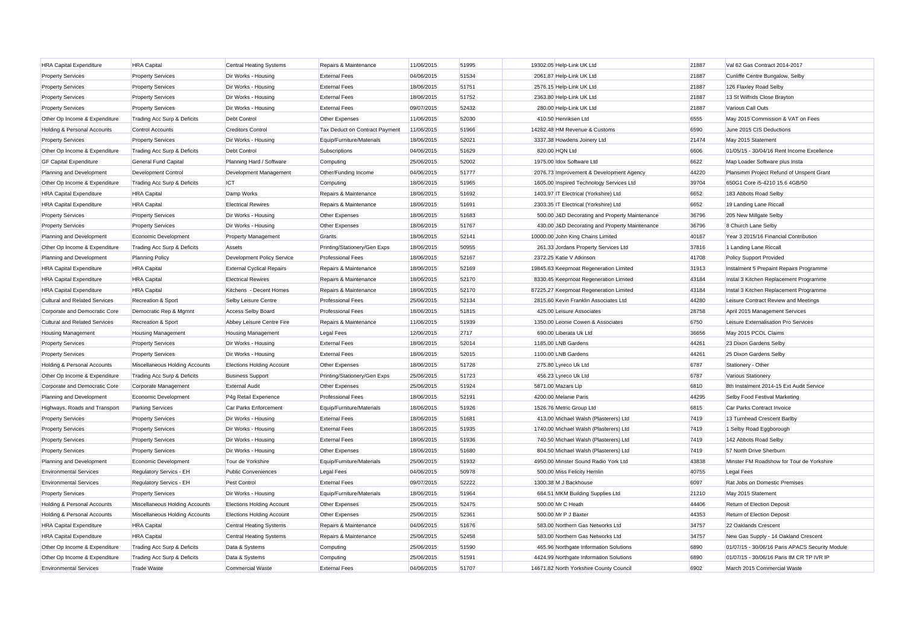| | | | | | | | | | |
|---|---|---|---|---|---|---|---|---|---|
| HRA Capital Expenditure | HRA Capital | Central Heating Systems | Repairs & Maintenance | 11/06/2015 | 51995 | 19302.05 | Help-Link UK Ltd | 21887 | Val 62 Gas Contract 2014-2017 |
| Property Services | Property Services | Dir Works - Housing | External Fees | 04/06/2015 | 51534 | 2061.87 | Help-Link UK Ltd | 21887 | Cunliffe Centre Bungalow, Selby |
| Property Services | Property Services | Dir Works - Housing | External Fees | 18/06/2015 | 51751 | 2576.15 | Help-Link UK Ltd | 21887 | 126 Flaxley Road Selby |
| Property Services | Property Services | Dir Works - Housing | External Fees | 18/06/2015 | 51752 | 2363.80 | Help-Link UK Ltd | 21887 | 13 St Wilfrids Close Brayton |
| Property Services | Property Services | Dir Works - Housing | External Fees | 09/07/2015 | 52432 | 280.00 | Help-Link UK Ltd | 21887 | Various Call Outs |
| Other Op Income & Expenditure | Trading Acc Surp & Deficits | Debt Control | Other Expenses | 11/06/2015 | 52030 | 410.50 | Henriksen Ltd | 6555 | May 2015 Commission & VAT on Fees |
| Holding & Personal Accounts | Control Accounts | Creditors Control | Tax Deduct on Contract Payment | 11/06/2015 | 51966 | 14282.48 | HM Revenue & Customs | 6590 | June 2015 CIS Deductions |
| Property Services | Property Services | Dir Works - Housing | Equip/Furniture/Materials | 18/06/2015 | 52021 | 3337.38 | Howdens Joinery Ltd | 21474 | May 2015 Statement |
| Other Op Income & Expenditure | Trading Acc Surp & Deficits | Debt Control | Subscriptions | 04/06/2015 | 51629 | 820.00 | HQN Ltd | 6606 | 01/05/15 - 30/04/16 Rent Income Excellence |
| GF Capital Expenditure | General Fund Capital | Planning Hard / Software | Computing | 25/06/2015 | 52002 | 1975.00 | Idox Software Ltd | 6622 | Map Loader Software plus Insta |
| Planning and Development | Development Control | Development Management | Other/Funding Income | 04/06/2015 | 51777 | 2076.73 | Improvement & Development Agency | 44220 | Plansimm Project Refund of Unspent Grant |
| Other Op Income & Expenditure | Trading Acc Surp & Deficits | ICT | Computing | 18/06/2015 | 51965 | 1605.00 | Inspired Technology Services Ltd | 39704 | 650G1 Core i5-4210 15.6 4GB/50 |
| HRA Capital Expenditure | HRA Capital | Damp Works | Repairs & Maintenance | 18/06/2015 | 51692 | 1403.97 | IT Electrical (Yorkshire) Ltd | 6652 | 183 Abbots Road Selby |
| HRA Capital Expenditure | HRA Capital | Electrical Rewires | Repairs & Maintenance | 18/06/2015 | 51691 | 2303.35 | IT Electrical (Yorkshire) Ltd | 6652 | 19 Landing Lane Riccall |
| Property Services | Property Services | Dir Works - Housing | Other Expenses | 18/06/2015 | 51683 | 500.00 | J&D Decorating and Property Maintenance | 36796 | 205 New Millgate Selby |
| Property Services | Property Services | Dir Works - Housing | Other Expenses | 18/06/2015 | 51767 | 430.00 | J&D Decorating and Property Maintenance | 36796 | 8 Church Lane Selby |
| Planning and Development | Economic Development | Property Management | Grants | 18/06/2015 | 52141 | 10000.00 | John King Chains Limited | 40167 | Year 3 2015/16 Financial Contribution |
| Other Op Income & Expenditure | Trading Acc Surp & Deficits | Assets | Printing/Stationery/Gen Exps | 18/06/2015 | 50955 | 261.33 | Jordans Property Services Ltd | 37816 | 1 Landing Lane Riccall |
| Planning and Development | Planning Policy | Development Policy Service | Professional Fees | 18/06/2015 | 52167 | 2372.25 | Katie V Atkinson | 41708 | Policy Support Provided |
| HRA Capital Expenditure | HRA Capital | External Cyclical Repairs | Repairs & Maintenance | 18/06/2015 | 52169 | 19845.63 | Keepmoat Regeneration Limited | 31913 | Instalment 5 Prepaint Repairs Programme |
| HRA Capital Expenditure | HRA Capital | Electrical Rewires | Repairs & Maintenance | 18/06/2015 | 52170 | 8330.45 | Keepmoat Regeneration Limited | 43184 | Instal 3 Kitchen Replacement Programme |
| HRA Capital Expenditure | HRA Capital | Kitchens - Decent Homes | Repairs & Maintenance | 18/06/2015 | 52170 | 87225.27 | Keepmoat Regeneration Limited | 43184 | Instal 3 Kitchen Replacement Programme |
| Cultural and Related Services | Recreation & Sport | Selby Leisure Centre | Professional Fees | 25/06/2015 | 52134 | 2815.60 | Kevin Franklin Associates Ltd | 44280 | Leisure Contract Review and Meetings |
| Corporate and Democratic Core | Democratic Rep & Mgmnt | Access Selby Board | Professional Fees | 18/06/2015 | 51815 | 425.00 | Leisure Associates | 28758 | April 2015 Management Services |
| Cultural and Related Services | Recreation & Sport | Abbey Leisure Centre Fire | Repairs & Maintenance | 11/06/2015 | 51939 | 1350.00 | Leonie Cowen & Associates | 6750 | Leisure Externalisation Pro Services |
| Housing Management | Housing Management | Housing Management | Legal Fees | 12/06/2015 | 2717 | 690.00 | Liberata Uk Ltd | 36656 | May 2015 PCOL Claims |
| Property Services | Property Services | Dir Works - Housing | External Fees | 18/06/2015 | 52014 | 1185.00 | LNB Gardens | 44261 | 23 Dixon Gardens Selby |
| Property Services | Property Services | Dir Works - Housing | External Fees | 18/06/2015 | 52015 | 1100.00 | LNB Gardens | 44261 | 25 Dixon Gardens Selby |
| Holding & Personal Accounts | Miscellaneous Holding Accounts | Elections Holding Account | Other Expenses | 18/06/2015 | 51728 | 275.80 | Lyreco Uk Ltd | 6787 | Stationery - Other |
| Other Op Income & Expenditure | Trading Acc Surp & Deficits | Business Support | Printing/Stationery/Gen Exps | 25/06/2015 | 51723 | 456.23 | Lyreco Uk Ltd | 6787 | Various Stationery |
| Corporate and Democratic Core | Corporate Management | External Audit | Other Expenses | 25/06/2015 | 51924 | 5871.00 | Mazars Llp | 6810 | 8th Instalment 2014-15 Ext Audit Service |
| Planning and Development | Economic Development | P4g Retail Experience | Professional Fees | 18/06/2015 | 52191 | 4200.00 | Melanie Paris | 44295 | Selby Food Festival Marketing |
| Highways, Roads and Transport | Parking Services | Car Parks Enforcement | Equip/Furniture/Materials | 18/06/2015 | 51926 | 1526.76 | Metric Group Ltd | 6815 | Car Parks Contract Invoice |
| Property Services | Property Services | Dir Works - Housing | External Fees | 18/06/2015 | 51681 | 413.00 | Michael Walsh (Plasterers) Ltd | 7419 | 13 Turnhead Crescent Barlby |
| Property Services | Property Services | Dir Works - Housing | External Fees | 18/06/2015 | 51935 | 1740.00 | Michael Walsh (Plasterers) Ltd | 7419 | 1 Selby Road Eggborough |
| Property Services | Property Services | Dir Works - Housing | External Fees | 18/06/2015 | 51936 | 740.50 | Michael Walsh (Plasterers) Ltd | 7419 | 142 Abbots Road Selby |
| Property Services | Property Services | Dir Works - Housing | Other Expenses | 18/06/2015 | 51680 | 804.50 | Michael Walsh (Plasterers) Ltd | 7419 | 57 North Drive Sherburn |
| Planning and Development | Economic Development | Tour de Yorkshire | Equip/Furniture/Materials | 25/06/2015 | 51932 | 4950.00 | Minster Sound Radio York Ltd | 43838 | Minster FM Roadshow for Tour de Yorkshire |
| Environmental Services | Regulatory Servics - EH | Public Conveniences | Legal Fees | 04/06/2015 | 50978 | 500.00 | Miss Felicity Hemlin | 40755 | Legal Fees |
| Environmental Services | Regulatory Servics - EH | Pest Control | External Fees | 09/07/2015 | 52222 | 1300.38 | M J Backhouse | 6097 | Rat Jobs on Domestic Premises |
| Property Services | Property Services | Dir Works - Housing | Equip/Furniture/Materials | 18/06/2015 | 51964 | 684.51 | MKM Building Supplies Ltd | 21210 | May 2015 Statement |
| Holding & Personal Accounts | Miscellaneous Holding Accounts | Elections Holding Account | Other Expenses | 25/06/2015 | 52475 | 500.00 | Mr C Heath | 44406 | Return of Election Deposit |
| Holding & Personal Accounts | Miscellaneous Holding Accounts | Elections Holding Account | Other Expenses | 25/06/2015 | 52361 | 500.00 | Mr P J Baxter | 44353 | Return of Election Deposit |
| HRA Capital Expenditure | HRA Capital | Central Heating Systems | Repairs & Maintenance | 04/06/2015 | 51676 | 583.00 | Northern Gas Networks Ltd | 34757 | 22 Oaklands Crescent |
| HRA Capital Expenditure | HRA Capital | Central Heating Systems | Repairs & Maintenance | 25/06/2015 | 52458 | 583.00 | Northern Gas Networks Ltd | 34757 | New Gas Supply - 14 Oakland Crescent |
| Other Op Income & Expenditure | Trading Acc Surp & Deficits | Data & Systems | Computing | 25/06/2015 | 51590 | 465.96 | Northgate Information Solutions | 6890 | 01/07/15 - 30/06/16 Paris APACS Security Module |
| Other Op Income & Expenditure | Trading Acc Surp & Deficits | Data & Systems | Computing | 25/06/2015 | 51591 | 4424.99 | Northgate Information Solutions | 6890 | 01/07/15 - 30/06/16 Paris IM CR TP IVR IP |
| Environmental Services | Trade Waste | Commercial Waste | External Fees | 04/06/2015 | 51707 | 14671.82 | North Yorkshire County Council | 6902 | March 2015 Commercial Waste |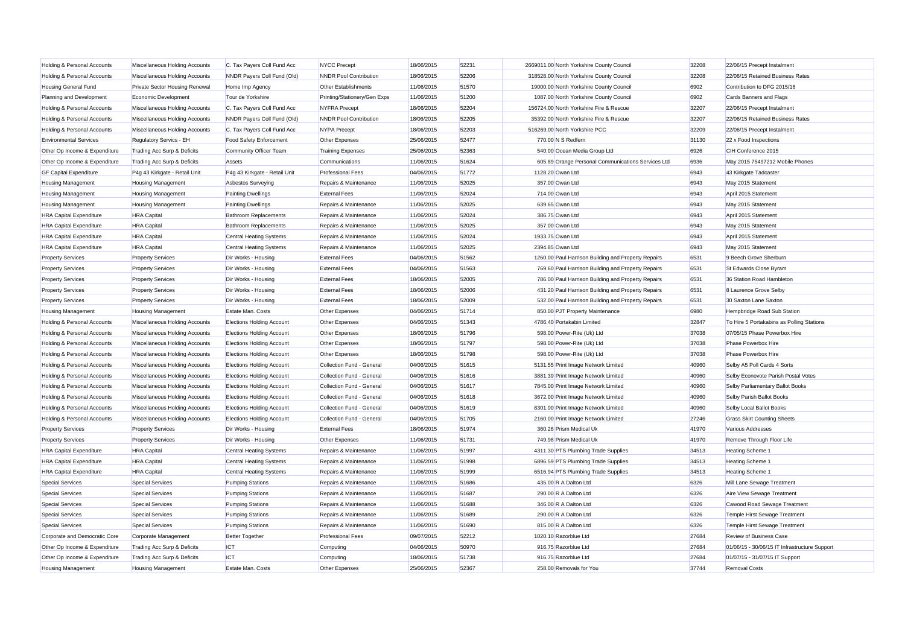| | | | | | | | | | |
|---|---|---|---|---|---|---|---|---|---|
| Holding & Personal Accounts | Miscellaneous Holding Accounts | C. Tax Payers Coll Fund Acc | NYCC Precept | 18/06/2015 | 52231 | 2669011.00 | North Yorkshire County Council | 32208 | 22/06/15 Precept Instalment |
| Holding & Personal Accounts | Miscellaneous Holding Accounts | NNDR Payers Coll Fund (Old) | NNDR Pool Contribution | 18/06/2015 | 52206 | 318528.00 | North Yorkshire County Council | 32208 | 22/06/15 Retained Business Rates |
| Housing General Fund | Private Sector Housing Renewal | Home Imp Agency | Other Establishments | 11/06/2015 | 51570 | 19000.00 | North Yorkshire County Council | 6902 | Contribution to DFG 2015/16 |
| Planning and Development | Economic Development | Tour de Yorkshire | Printing/Stationery/Gen Exps | 11/06/2015 | 51200 | 1087.00 | North Yorkshire County Council | 6902 | Cards Banners and Flags |
| Holding & Personal Accounts | Miscellaneous Holding Accounts | C. Tax Payers Coll Fund Acc | NYFRA Precept | 18/06/2015 | 52204 | 156724.00 | North Yorkshire Fire & Rescue | 32207 | 22/06/15 Precept Instalment |
| Holding & Personal Accounts | Miscellaneous Holding Accounts | NNDR Payers Coll Fund (Old) | NNDR Pool Contribution | 18/06/2015 | 52205 | 35392.00 | North Yorkshire Fire & Rescue | 32207 | 22/06/15 Retained Business Rates |
| Holding & Personal Accounts | Miscellaneous Holding Accounts | C. Tax Payers Coll Fund Acc | NYPA Precept | 18/06/2015 | 52203 | 516269.00 | North Yorkshire PCC | 32209 | 22/06/15 Precept Instalment |
| Environmental Services | Regulatory Services - EH | Food Safety Enforcement | Other Expenses | 25/06/2015 | 52477 | 770.00 | N S Redfern | 31130 | 22 x Food Inspections |
| Other Op Income & Expenditure | Trading Acc Surp & Deficits | Community Officer Team | Training Expenses | 25/06/2015 | 52363 | 540.00 | Ocean Media Group Ltd | 6926 | CIH Conference 2015 |
| Other Op Income & Expenditure | Trading Acc Surp & Deficits | Assets | Communications | 11/06/2015 | 51624 | 605.89 | Orange Personal Communications Services Ltd | 6936 | May 2015 75497212 Mobile Phones |
| GF Capital Expenditure | P4g 43 Kirkgate - Retail Unit | P4g 43 Kirkgate - Retail Unit | Professional Fees | 04/06/2015 | 51772 | 1128.20 | Owan Ltd | 6943 | 43 Kirkgate Tadcaster |
| Housing Management | Housing Management | Asbestos Surveying | Repairs & Maintenance | 11/06/2015 | 52025 | 357.00 | Owan Ltd | 6943 | May 2015 Statement |
| Housing Management | Housing Management | Painting Dwellings | External Fees | 11/06/2015 | 52024 | 714.00 | Owan Ltd | 6943 | April 2015 Statement |
| Housing Management | Housing Management | Painting Dwellings | Repairs & Maintenance | 11/06/2015 | 52025 | 639.65 | Owan Ltd | 6943 | May 2015 Statement |
| HRA Capital Expenditure | HRA Capital | Bathroom Replacements | Repairs & Maintenance | 11/06/2015 | 52024 | 386.75 | Owan Ltd | 6943 | April 2015 Statement |
| HRA Capital Expenditure | HRA Capital | Bathroom Replacements | Repairs & Maintenance | 11/06/2015 | 52025 | 357.00 | Owan Ltd | 6943 | May 2015 Statement |
| HRA Capital Expenditure | HRA Capital | Central Heating Systems | Repairs & Maintenance | 11/06/2015 | 52024 | 1933.75 | Owan Ltd | 6943 | April 2015 Statement |
| HRA Capital Expenditure | HRA Capital | Central Heating Systems | Repairs & Maintenance | 11/06/2015 | 52025 | 2394.85 | Owan Ltd | 6943 | May 2015 Statement |
| Property Services | Property Services | Dir Works - Housing | External Fees | 04/06/2015 | 51562 | 1260.00 | Paul Harrison Building and Property Repairs | 6531 | 9 Beech Grove Sherburn |
| Property Services | Property Services | Dir Works - Housing | External Fees | 04/06/2015 | 51563 | 769.60 | Paul Harrison Building and Property Repairs | 6531 | St Edwards Close Byram |
| Property Services | Property Services | Dir Works - Housing | External Fees | 18/06/2015 | 52005 | 786.00 | Paul Harrison Building and Property Repairs | 6531 | 36 Station Road Hambleton |
| Property Services | Property Services | Dir Works - Housing | External Fees | 18/06/2015 | 52006 | 431.20 | Paul Harrison Building and Property Repairs | 6531 | 8 Laurence Grove Selby |
| Property Services | Property Services | Dir Works - Housing | External Fees | 18/06/2015 | 52009 | 532.00 | Paul Harrison Building and Property Repairs | 6531 | 30 Saxton Lane Saxton |
| Housing Management | Housing Management | Estate Man. Costs | Other Expenses | 04/06/2015 | 51714 | 850.00 | PJT Property Maintenance | 6980 | Hempbridge Road Sub Station |
| Holding & Personal Accounts | Miscellaneous Holding Accounts | Elections Holding Account | Other Expenses | 04/06/2015 | 51343 | 4786.40 | Portakabin Limited | 32847 | To Hire 5 Portakabins as Polling Stations |
| Holding & Personal Accounts | Miscellaneous Holding Accounts | Elections Holding Account | Other Expenses | 18/06/2015 | 51796 | 598.00 | Power-Rite (Uk) Ltd | 37038 | 07/05/15 Phase Powerbox Hire |
| Holding & Personal Accounts | Miscellaneous Holding Accounts | Elections Holding Account | Other Expenses | 18/06/2015 | 51797 | 598.00 | Power-Rite (Uk) Ltd | 37038 | Phase Powerbox Hire |
| Holding & Personal Accounts | Miscellaneous Holding Accounts | Elections Holding Account | Other Expenses | 18/06/2015 | 51798 | 598.00 | Power-Rite (Uk) Ltd | 37038 | Phase Powerbox Hire |
| Holding & Personal Accounts | Miscellaneous Holding Accounts | Elections Holding Account | Collection Fund - General | 04/06/2015 | 51615 | 5131.55 | Print Image Network Limited | 40960 | Selby A5 Poll Cards 4 Sorts |
| Holding & Personal Accounts | Miscellaneous Holding Accounts | Elections Holding Account | Collection Fund - General | 04/06/2015 | 51616 | 3881.39 | Print Image Network Limited | 40960 | Selby Econovote Parish Postal Votes |
| Holding & Personal Accounts | Miscellaneous Holding Accounts | Elections Holding Account | Collection Fund - General | 04/06/2015 | 51617 | 7845.00 | Print Image Network Limited | 40960 | Selby Parliamentary Ballot Books |
| Holding & Personal Accounts | Miscellaneous Holding Accounts | Elections Holding Account | Collection Fund - General | 04/06/2015 | 51618 | 3672.00 | Print Image Network Limited | 40960 | Selby Parish Ballot Books |
| Holding & Personal Accounts | Miscellaneous Holding Accounts | Elections Holding Account | Collection Fund - General | 04/06/2015 | 51619 | 8301.00 | Print Image Network Limited | 40960 | Selby Local Ballot Books |
| Holding & Personal Accounts | Miscellaneous Holding Accounts | Elections Holding Account | Collection Fund - General | 04/06/2015 | 51705 | 2160.00 | Print Image Network Limited | 27246 | Grass Skirt Counting Sheets |
| Property Services | Property Services | Dir Works - Housing | External Fees | 18/06/2015 | 51974 | 360.26 | Prism Medical Uk | 41970 | Various Addresses |
| Property Services | Property Services | Dir Works - Housing | Other Expenses | 11/06/2015 | 51731 | 749.98 | Prism Medical Uk | 41970 | Remove Through Floor Life |
| HRA Capital Expenditure | HRA Capital | Central Heating Systems | Repairs & Maintenance | 11/06/2015 | 51997 | 4311.30 | PTS Plumbing Trade Supplies | 34513 | Heating Scheme 1 |
| HRA Capital Expenditure | HRA Capital | Central Heating Systems | Repairs & Maintenance | 11/06/2015 | 51998 | 6896.59 | PTS Plumbing Trade Supplies | 34513 | Heating Scheme 1 |
| HRA Capital Expenditure | HRA Capital | Central Heating Systems | Repairs & Maintenance | 11/06/2015 | 51999 | 6516.94 | PTS Plumbing Trade Supplies | 34513 | Heating Scheme 1 |
| Special Services | Special Services | Pumping Stations | Repairs & Maintenance | 11/06/2015 | 51686 | 435.00 | R A Dalton Ltd | 6326 | Mill Lane Sewage Treatment |
| Special Services | Special Services | Pumping Stations | Repairs & Maintenance | 11/06/2015 | 51687 | 290.00 | R A Dalton Ltd | 6326 | Aire View Sewage Treatment |
| Special Services | Special Services | Pumping Stations | Repairs & Maintenance | 11/06/2015 | 51688 | 346.00 | R A Dalton Ltd | 6326 | Cawood Road Sewage Treatment |
| Special Services | Special Services | Pumping Stations | Repairs & Maintenance | 11/06/2015 | 51689 | 290.00 | R A Dalton Ltd | 6326 | Temple Hirst Sewage Treatment |
| Special Services | Special Services | Pumping Stations | Repairs & Maintenance | 11/06/2015 | 51690 | 815.00 | R A Dalton Ltd | 6326 | Temple Hirst Sewage Treatment |
| Corporate and Democratic Core | Corporate Management | Better Together | Professional Fees | 09/07/2015 | 52212 | 1020.10 | Razorblue Ltd | 27684 | Review of Business Case |
| Other Op Income & Expenditure | Trading Acc Surp & Deficits | ICT | Computing | 04/06/2015 | 50970 | 916.75 | Razorblue Ltd | 27684 | 01/06/15 - 30/06/15 IT Infrastructure Support |
| Other Op Income & Expenditure | Trading Acc Surp & Deficits | ICT | Computing | 18/06/2015 | 51738 | 916.75 | Razorblue Ltd | 27684 | 01/07/15 - 31/07/15 IT Support |
| Housing Management | Housing Management | Estate Man. Costs | Other Expenses | 25/06/2015 | 52367 | 258.00 | Removals for You | 37744 | Removal Costs |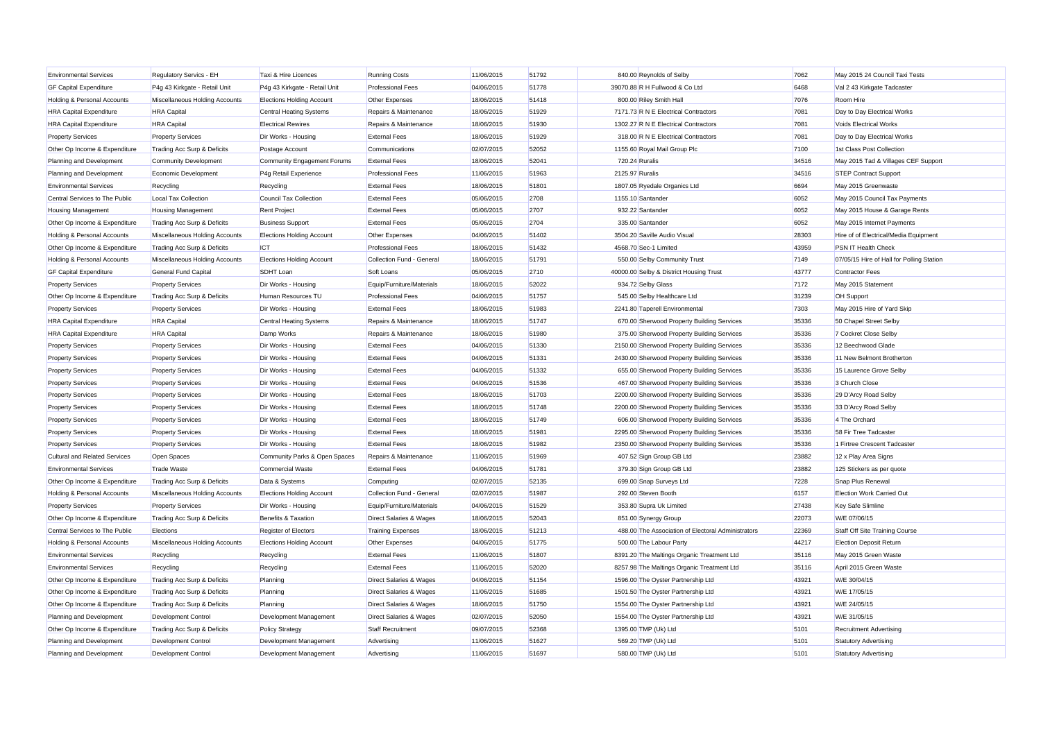| Environmental Services | Regulatory Servics - EH | Taxi & Hire Licences | Running Costs | 11/06/2015 | 51792 | 840.00 | Reynolds of Selby | 7062 | May 2015 24 Council Taxi Tests |
|---|---|---|---|---|---|---|---|---|---|
| GF Capital Expenditure | P4g 43 Kirkgate - Retail Unit | P4g 43 Kirkgate - Retail Unit | Professional Fees | 04/06/2015 | 51778 | 39070.80 | R H Fullwood & Co Ltd | 6468 | Val 2 43 Kirkgate Tadcaster |
| Holding & Personal Accounts | Miscellaneous Holding Accounts | Elections Holding Account | Other Expenses | 18/06/2015 | 51418 | 800.00 | Riley Smith Hall | 7076 | Room Hire |
| HRA Capital Expenditure | HRA Capital | Central Heating Systems | Repairs & Maintenance | 18/06/2015 | 51929 | 7171.73 | R N E Electrical Contractors | 7081 | Day to Day Electrical Works |
| HRA Capital Expenditure | HRA Capital | Electrical Rewires | Repairs & Maintenance | 18/06/2015 | 51930 | 1302.27 | R N E Electrical Contractors | 7081 | Voids Electrical Works |
| Property Services | Property Services | Dir Works - Housing | External Fees | 18/06/2015 | 51929 | 318.00 | R N E Electrical Contractors | 7081 | Day to Day Electrical Works |
| Other Op Income & Expenditure | Trading Acc Surp & Deficits | Postage Account | Communications | 02/07/2015 | 52052 | 1155.60 | Royal Mail Group Plc | 7100 | 1st Class Post Collection |
| Planning and Development | Community Development | Community Engagement Forums | External Fees | 18/06/2015 | 52041 | 720.24 | Ruralis | 34516 | May 2015 Tad & Villages CEF Support |
| Planning and Development | Economic Development | P4g Retail Experience | Professional Fees | 11/06/2015 | 51963 | 2125.97 | Ruralis | 34516 | STEP Contract Support |
| Environmental Services | Recycling | Recycling | External Fees | 18/06/2015 | 51801 | 1807.05 | Ryedale Organics Ltd | 6694 | May 2015 Greenwaste |
| Central Services to The Public | Local Tax Collection | Council Tax Collection | External Fees | 05/06/2015 | 2708 | 1155.10 | Santander | 6052 | May 2015 Council Tax Payments |
| Housing Management | Housing Management | Rent Project | External Fees | 05/06/2015 | 2707 | 932.22 | Santander | 6052 | May 2015 House & Garage Rents |
| Other Op Income & Expenditure | Trading Acc Surp & Deficits | Business Support | External Fees | 05/06/2015 | 2704 | 335.00 | Santander | 6052 | May 2015 Internet Payments |
| Holding & Personal Accounts | Miscellaneous Holding Accounts | Elections Holding Account | Other Expenses | 04/06/2015 | 51402 | 3504.20 | Saville Audio Visual | 28303 | Hire of of Electrical/Media Equipment |
| Other Op Income & Expenditure | Trading Acc Surp & Deficits | ICT | Professional Fees | 18/06/2015 | 51432 | 4568.70 | Sec-1 Limited | 43959 | PSN IT Health Check |
| Holding & Personal Accounts | Miscellaneous Holding Accounts | Elections Holding Account | Collection Fund - General | 18/06/2015 | 51791 | 550.00 | Selby Community Trust | 7149 | 07/05/15 Hire of Hall for Polling Station |
| GF Capital Expenditure | General Fund Capital | SDHT Loan | Soft Loans | 05/06/2015 | 2710 | 40000.00 | Selby & District Housing Trust | 43777 | Contractor Fees |
| Property Services | Property Services | Dir Works - Housing | Equip/Furniture/Materials | 18/06/2015 | 52022 | 934.72 | Selby Glass | 7172 | May 2015 Statement |
| Other Op Income & Expenditure | Trading Acc Surp & Deficits | Human Resources TU | Professional Fees | 04/06/2015 | 51757 | 545.00 | Selby Healthcare Ltd | 31239 | OH Support |
| Property Services | Property Services | Dir Works - Housing | External Fees | 18/06/2015 | 51983 | 2241.80 | Taperell Environmental | 7303 | May 2015 Hire of Yard Skip |
| HRA Capital Expenditure | HRA Capital | Central Heating Systems | Repairs & Maintenance | 18/06/2015 | 51747 | 670.00 | Sherwood Property Building Services | 35336 | 50 Chapel Street Selby |
| HRA Capital Expenditure | HRA Capital | Damp Works | Repairs & Maintenance | 18/06/2015 | 51980 | 375.00 | Sherwood Property Building Services | 35336 | 7 Cockret Close Selby |
| Property Services | Property Services | Dir Works - Housing | External Fees | 04/06/2015 | 51330 | 2150.00 | Sherwood Property Building Services | 35336 | 12 Beechwood Glade |
| Property Services | Property Services | Dir Works - Housing | External Fees | 04/06/2015 | 51331 | 2430.00 | Sherwood Property Building Services | 35336 | 11 New Belmont Brotherton |
| Property Services | Property Services | Dir Works - Housing | External Fees | 04/06/2015 | 51332 | 655.00 | Sherwood Property Building Services | 35336 | 15 Laurence Grove Selby |
| Property Services | Property Services | Dir Works - Housing | External Fees | 04/06/2015 | 51536 | 467.00 | Sherwood Property Building Services | 35336 | 3 Church Close |
| Property Services | Property Services | Dir Works - Housing | External Fees | 18/06/2015 | 51703 | 2200.00 | Sherwood Property Building Services | 35336 | 29 D'Arcy Road Selby |
| Property Services | Property Services | Dir Works - Housing | External Fees | 18/06/2015 | 51748 | 2200.00 | Sherwood Property Building Services | 35336 | 33 D'Arcy Road Selby |
| Property Services | Property Services | Dir Works - Housing | External Fees | 18/06/2015 | 51749 | 606.00 | Sherwood Property Building Services | 35336 | 4 The Orchard |
| Property Services | Property Services | Dir Works - Housing | External Fees | 18/06/2015 | 51981 | 2295.00 | Sherwood Property Building Services | 35336 | 58 Fir Tree Tadcaster |
| Property Services | Property Services | Dir Works - Housing | External Fees | 18/06/2015 | 51982 | 2350.00 | Sherwood Property Building Services | 35336 | 1 Firtree Crescent Tadcaster |
| Cultural and Related Services | Open Spaces | Community Parks & Open Spaces | Repairs & Maintenance | 11/06/2015 | 51969 | 407.52 | Sign Group GB Ltd | 23882 | 12 x Play Area Signs |
| Environmental Services | Trade Waste | Commercial Waste | External Fees | 04/06/2015 | 51781 | 379.30 | Sign Group GB Ltd | 23882 | 125 Stickers as per quote |
| Other Op Income & Expenditure | Trading Acc Surp & Deficits | Data & Systems | Computing | 02/07/2015 | 52135 | 699.00 | Snap Surveys Ltd | 7228 | Snap Plus Renewal |
| Holding & Personal Accounts | Miscellaneous Holding Accounts | Elections Holding Account | Collection Fund - General | 02/07/2015 | 51987 | 292.00 | Steven Booth | 6157 | Election Work Carried Out |
| Property Services | Property Services | Dir Works - Housing | Equip/Furniture/Materials | 04/06/2015 | 51529 | 353.80 | Supra Uk Limited | 27438 | Key Safe Slimline |
| Other Op Income & Expenditure | Trading Acc Surp & Deficits | Benefits & Taxation | Direct Salaries & Wages | 18/06/2015 | 52043 | 851.00 | Synergy Group | 22073 | W/E 07/06/15 |
| Central Services to The Public | Elections | Register of Electors | Training Expenses | 18/06/2015 | 51213 | 488.00 | The Association of Electoral Administrators | 22369 | Staff Off Site Training Course |
| Holding & Personal Accounts | Miscellaneous Holding Accounts | Elections Holding Account | Other Expenses | 04/06/2015 | 51775 | 500.00 | The Labour Party | 44217 | Election Deposit Return |
| Environmental Services | Recycling | Recycling | External Fees | 11/06/2015 | 51807 | 8391.20 | The Maltings Organic Treatment Ltd | 35116 | May 2015 Green Waste |
| Environmental Services | Recycling | Recycling | External Fees | 11/06/2015 | 52020 | 8257.98 | The Maltings Organic Treatment Ltd | 35116 | April 2015 Green Waste |
| Other Op Income & Expenditure | Trading Acc Surp & Deficits | Planning | Direct Salaries & Wages | 04/06/2015 | 51154 | 1596.00 | The Oyster Partnership Ltd | 43921 | W/E 30/04/15 |
| Other Op Income & Expenditure | Trading Acc Surp & Deficits | Planning | Direct Salaries & Wages | 11/06/2015 | 51685 | 1501.50 | The Oyster Partnership Ltd | 43921 | W/E 17/05/15 |
| Other Op Income & Expenditure | Trading Acc Surp & Deficits | Planning | Direct Salaries & Wages | 18/06/2015 | 51750 | 1554.00 | The Oyster Partnership Ltd | 43921 | W/E 24/05/15 |
| Planning and Development | Development Control | Development Management | Direct Salaries & Wages | 02/07/2015 | 52050 | 1554.00 | The Oyster Partnership Ltd | 43921 | W/E 31/05/15 |
| Other Op Income & Expenditure | Trading Acc Surp & Deficits | Policy Strategy | Staff Recruitment | 09/07/2015 | 52368 | 1395.00 | TMP (Uk) Ltd | 5101 | Recruitment Advertising |
| Planning and Development | Development Control | Development Management | Advertising | 11/06/2015 | 51627 | 569.20 | TMP (Uk) Ltd | 5101 | Statutory Advertising |
| Planning and Development | Development Control | Development Management | Advertising | 11/06/2015 | 51697 | 580.00 | TMP (Uk) Ltd | 5101 | Statutory Advertising |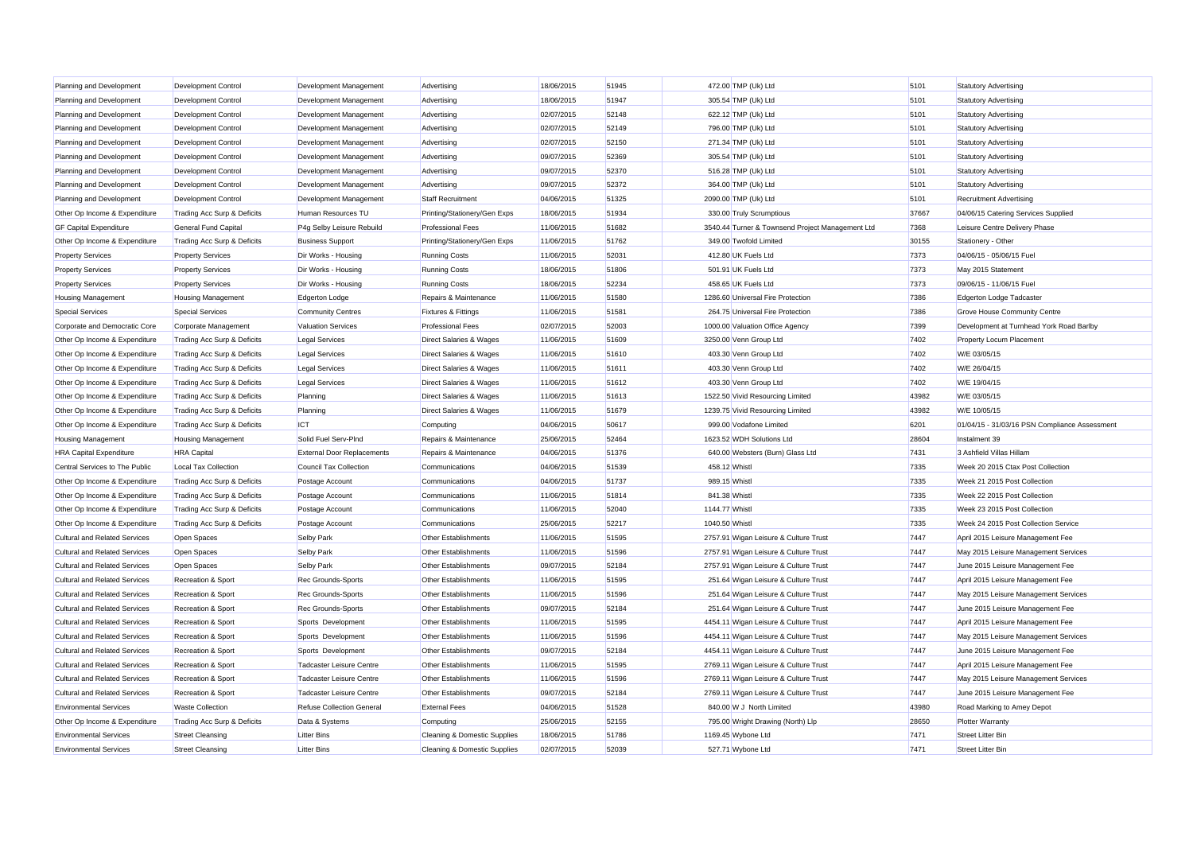| | | | | | | | | | |
|---|---|---|---|---|---|---|---|---|---|
| Planning and Development | Development Control | Development Management | Advertising | 18/06/2015 | 51945 | 472.00 | TMP (Uk) Ltd | 5101 | Statutory Advertising |
| Planning and Development | Development Control | Development Management | Advertising | 18/06/2015 | 51947 | 305.54 | TMP (Uk) Ltd | 5101 | Statutory Advertising |
| Planning and Development | Development Control | Development Management | Advertising | 02/07/2015 | 52148 | 622.12 | TMP (Uk) Ltd | 5101 | Statutory Advertising |
| Planning and Development | Development Control | Development Management | Advertising | 02/07/2015 | 52149 | 796.00 | TMP (Uk) Ltd | 5101 | Statutory Advertising |
| Planning and Development | Development Control | Development Management | Advertising | 02/07/2015 | 52150 | 271.34 | TMP (Uk) Ltd | 5101 | Statutory Advertising |
| Planning and Development | Development Control | Development Management | Advertising | 09/07/2015 | 52369 | 305.54 | TMP (Uk) Ltd | 5101 | Statutory Advertising |
| Planning and Development | Development Control | Development Management | Advertising | 09/07/2015 | 52370 | 516.28 | TMP (Uk) Ltd | 5101 | Statutory Advertising |
| Planning and Development | Development Control | Development Management | Advertising | 09/07/2015 | 52372 | 364.00 | TMP (Uk) Ltd | 5101 | Statutory Advertising |
| Planning and Development | Development Control | Development Management | Staff Recruitment | 04/06/2015 | 51325 | 2090.00 | TMP (Uk) Ltd | 5101 | Recruitment Advertising |
| Other Op Income & Expenditure | Trading Acc Surp & Deficits | Human Resources TU | Printing/Stationery/Gen Exps | 18/06/2015 | 51934 | 330.00 | Truly Scrumptious | 37667 | 04/06/15 Catering Services Supplied |
| GF Capital Expenditure | General Fund Capital | P4g Selby Leisure Rebuild | Professional Fees | 11/06/2015 | 51682 | 3540.44 | Turner & Townsend Project Management Ltd | 7368 | Leisure Centre Delivery Phase |
| Other Op Income & Expenditure | Trading Acc Surp & Deficits | Business Support | Printing/Stationery/Gen Exps | 11/06/2015 | 51762 | 349.00 | Twofold Limited | 30155 | Stationery - Other |
| Property Services | Property Services | Dir Works - Housing | Running Costs | 11/06/2015 | 52031 | 412.80 | UK Fuels Ltd | 7373 | 04/06/15 - 05/06/15 Fuel |
| Property Services | Property Services | Dir Works - Housing | Running Costs | 18/06/2015 | 51806 | 501.91 | UK Fuels Ltd | 7373 | May 2015 Statement |
| Property Services | Property Services | Dir Works - Housing | Running Costs | 18/06/2015 | 52234 | 458.65 | UK Fuels Ltd | 7373 | 09/06/15 - 11/06/15 Fuel |
| Housing Management | Housing Management | Edgerton Lodge | Repairs & Maintenance | 11/06/2015 | 51580 | 1286.60 | Universal Fire Protection | 7386 | Edgerton Lodge Tadcaster |
| Special Services | Special Services | Community Centres | Fixtures & Fittings | 11/06/2015 | 51581 | 264.75 | Universal Fire Protection | 7386 | Grove House Community Centre |
| Corporate and Democratic Core | Corporate Management | Valuation Services | Professional Fees | 02/07/2015 | 52003 | 1000.00 | Valuation Office Agency | 7399 | Development at Turnhead York Road Barlby |
| Other Op Income & Expenditure | Trading Acc Surp & Deficits | Legal Services | Direct Salaries & Wages | 11/06/2015 | 51609 | 3250.00 | Venn Group Ltd | 7402 | Property Locum Placement |
| Other Op Income & Expenditure | Trading Acc Surp & Deficits | Legal Services | Direct Salaries & Wages | 11/06/2015 | 51610 | 403.30 | Venn Group Ltd | 7402 | W/E 03/05/15 |
| Other Op Income & Expenditure | Trading Acc Surp & Deficits | Legal Services | Direct Salaries & Wages | 11/06/2015 | 51611 | 403.30 | Venn Group Ltd | 7402 | W/E 26/04/15 |
| Other Op Income & Expenditure | Trading Acc Surp & Deficits | Legal Services | Direct Salaries & Wages | 11/06/2015 | 51612 | 403.30 | Venn Group Ltd | 7402 | W/E 19/04/15 |
| Other Op Income & Expenditure | Trading Acc Surp & Deficits | Planning | Direct Salaries & Wages | 11/06/2015 | 51613 | 1522.50 | Vivid Resourcing Limited | 43982 | W/E 03/05/15 |
| Other Op Income & Expenditure | Trading Acc Surp & Deficits | Planning | Direct Salaries & Wages | 11/06/2015 | 51679 | 1239.75 | Vivid Resourcing Limited | 43982 | W/E 10/05/15 |
| Other Op Income & Expenditure | Trading Acc Surp & Deficits | ICT | Computing | 04/06/2015 | 50617 | 999.00 | Vodafone Limited | 6201 | 01/04/15 - 31/03/16 PSN Compliance Assessment |
| Housing Management | Housing Management | Solid Fuel Serv-Plnd | Repairs & Maintenance | 25/06/2015 | 52464 | 1623.52 | WDH Solutions Ltd | 28604 | Instalment 39 |
| HRA Capital Expenditure | HRA Capital | External Door Replacements | Repairs & Maintenance | 04/06/2015 | 51376 | 640.00 | Websters (Burn) Glass Ltd | 7431 | 3 Ashfield Villas Hillam |
| Central Services to The Public | Local Tax Collection | Council Tax Collection | Communications | 04/06/2015 | 51539 | 458.12 | Whistl | 7335 | Week 20 2015 Ctax Post Collection |
| Other Op Income & Expenditure | Trading Acc Surp & Deficits | Postage Account | Communications | 04/06/2015 | 51737 | 989.15 | Whistl | 7335 | Week 21 2015 Post Collection |
| Other Op Income & Expenditure | Trading Acc Surp & Deficits | Postage Account | Communications | 11/06/2015 | 51814 | 841.38 | Whistl | 7335 | Week 22 2015 Post Collection |
| Other Op Income & Expenditure | Trading Acc Surp & Deficits | Postage Account | Communications | 11/06/2015 | 52040 | 1144.77 | Whistl | 7335 | Week 23 2015 Post Collection |
| Other Op Income & Expenditure | Trading Acc Surp & Deficits | Postage Account | Communications | 25/06/2015 | 52217 | 1040.50 | Whistl | 7335 | Week 24 2015 Post Collection Service |
| Cultural and Related Services | Open Spaces | Selby Park | Other Establishments | 11/06/2015 | 51595 | 2757.91 | Wigan Leisure & Culture Trust | 7447 | April 2015 Leisure Management Fee |
| Cultural and Related Services | Open Spaces | Selby Park | Other Establishments | 11/06/2015 | 51596 | 2757.91 | Wigan Leisure & Culture Trust | 7447 | May 2015 Leisure Management Services |
| Cultural and Related Services | Open Spaces | Selby Park | Other Establishments | 09/07/2015 | 52184 | 2757.91 | Wigan Leisure & Culture Trust | 7447 | June 2015 Leisure Management Fee |
| Cultural and Related Services | Recreation & Sport | Rec Grounds-Sports | Other Establishments | 11/06/2015 | 51595 | 251.64 | Wigan Leisure & Culture Trust | 7447 | April 2015 Leisure Management Fee |
| Cultural and Related Services | Recreation & Sport | Rec Grounds-Sports | Other Establishments | 11/06/2015 | 51596 | 251.64 | Wigan Leisure & Culture Trust | 7447 | May 2015 Leisure Management Services |
| Cultural and Related Services | Recreation & Sport | Rec Grounds-Sports | Other Establishments | 09/07/2015 | 52184 | 251.64 | Wigan Leisure & Culture Trust | 7447 | June 2015 Leisure Management Fee |
| Cultural and Related Services | Recreation & Sport | Sports Development | Other Establishments | 11/06/2015 | 51595 | 4454.11 | Wigan Leisure & Culture Trust | 7447 | April 2015 Leisure Management Fee |
| Cultural and Related Services | Recreation & Sport | Sports Development | Other Establishments | 11/06/2015 | 51596 | 4454.11 | Wigan Leisure & Culture Trust | 7447 | May 2015 Leisure Management Services |
| Cultural and Related Services | Recreation & Sport | Sports Development | Other Establishments | 09/07/2015 | 52184 | 4454.11 | Wigan Leisure & Culture Trust | 7447 | June 2015 Leisure Management Fee |
| Cultural and Related Services | Recreation & Sport | Tadcaster Leisure Centre | Other Establishments | 11/06/2015 | 51595 | 2769.11 | Wigan Leisure & Culture Trust | 7447 | April 2015 Leisure Management Fee |
| Cultural and Related Services | Recreation & Sport | Tadcaster Leisure Centre | Other Establishments | 11/06/2015 | 51596 | 2769.11 | Wigan Leisure & Culture Trust | 7447 | May 2015 Leisure Management Services |
| Cultural and Related Services | Recreation & Sport | Tadcaster Leisure Centre | Other Establishments | 09/07/2015 | 52184 | 2769.11 | Wigan Leisure & Culture Trust | 7447 | June 2015 Leisure Management Fee |
| Environmental Services | Waste Collection | Refuse Collection General | External Fees | 04/06/2015 | 51528 | 840.00 | W J North Limited | 43980 | Road Marking to Amey Depot |
| Other Op Income & Expenditure | Trading Acc Surp & Deficits | Data & Systems | Computing | 25/06/2015 | 52155 | 795.00 | Wright Drawing (North) Llp | 28650 | Plotter Warranty |
| Environmental Services | Street Cleansing | Litter Bins | Cleaning & Domestic Supplies | 18/06/2015 | 51786 | 1169.45 | Wybone Ltd | 7471 | Street Litter Bin |
| Environmental Services | Street Cleansing | Litter Bins | Cleaning & Domestic Supplies | 02/07/2015 | 52039 | 527.71 | Wybone Ltd | 7471 | Street Litter Bin |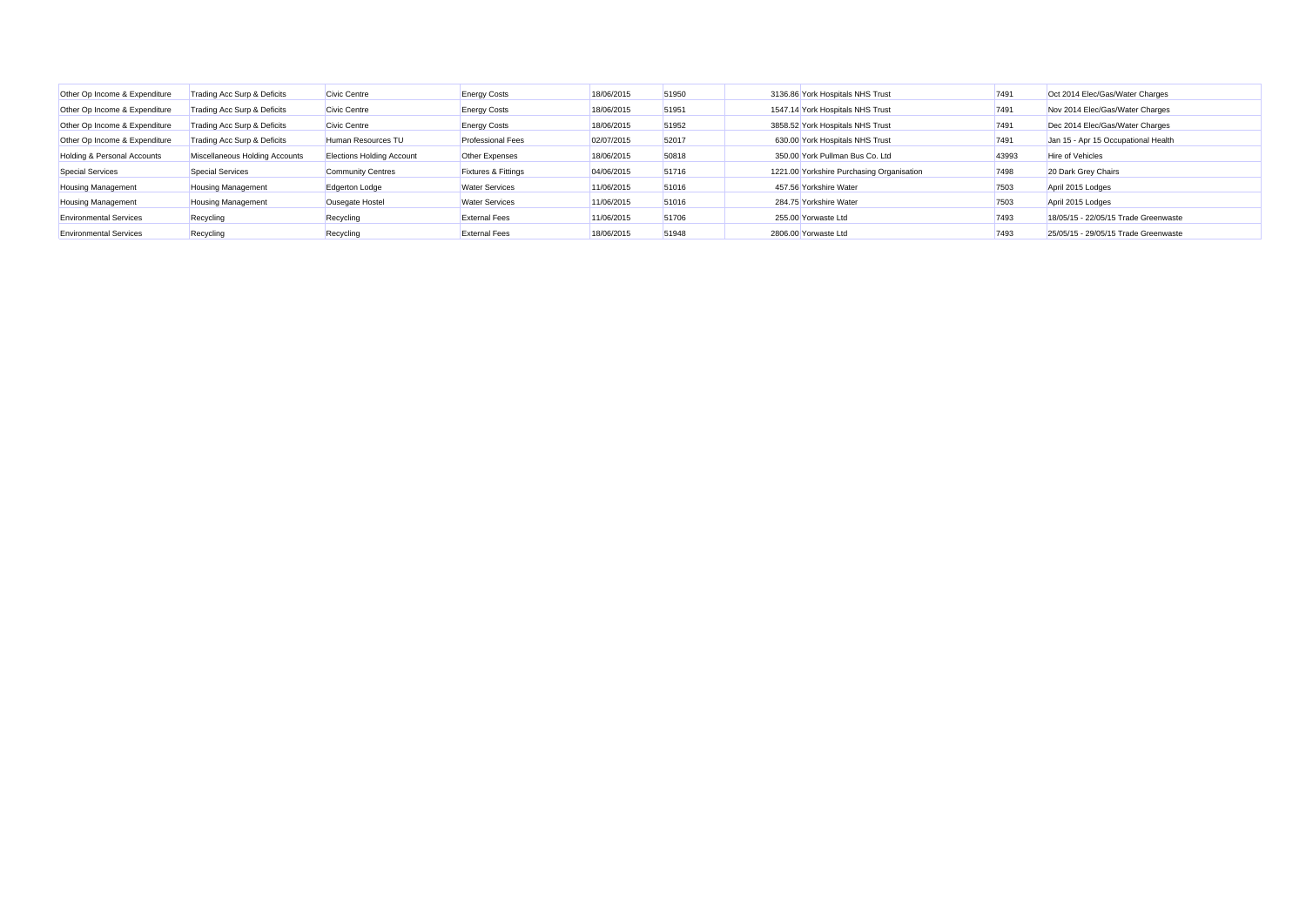| | | | | | | | | | |
|---|---|---|---|---|---|---|---|---|---|
| Other Op Income & Expenditure | Trading Acc Surp & Deficits | Civic Centre | Energy Costs | 18/06/2015 | 51950 | 3136.86 | York Hospitals NHS Trust | 7491 | Oct 2014 Elec/Gas/Water Charges |
| Other Op Income & Expenditure | Trading Acc Surp & Deficits | Civic Centre | Energy Costs | 18/06/2015 | 51951 | 1547.14 | York Hospitals NHS Trust | 7491 | Nov 2014 Elec/Gas/Water Charges |
| Other Op Income & Expenditure | Trading Acc Surp & Deficits | Civic Centre | Energy Costs | 18/06/2015 | 51952 | 3858.52 | York Hospitals NHS Trust | 7491 | Dec 2014 Elec/Gas/Water Charges |
| Other Op Income & Expenditure | Trading Acc Surp & Deficits | Human Resources TU | Professional Fees | 02/07/2015 | 52017 | 630.00 | York Hospitals NHS Trust | 7491 | Jan 15 - Apr 15 Occupational Health |
| Holding & Personal Accounts | Miscellaneous Holding Accounts | Elections Holding Account | Other Expenses | 18/06/2015 | 50818 | 350.00 | York Pullman Bus Co. Ltd | 43993 | Hire of Vehicles |
| Special Services | Special Services | Community Centres | Fixtures & Fittings | 04/06/2015 | 51716 | 1221.00 | Yorkshire Purchasing Organisation | 7498 | 20 Dark Grey Chairs |
| Housing Management | Housing Management | Edgerton Lodge | Water Services | 11/06/2015 | 51016 | 457.56 | Yorkshire Water | 7503 | April 2015 Lodges |
| Housing Management | Housing Management | Ousegate Hostel | Water Services | 11/06/2015 | 51016 | 284.75 | Yorkshire Water | 7503 | April 2015 Lodges |
| Environmental Services | Recycling | Recycling | External Fees | 11/06/2015 | 51706 | 255.00 | Yorwaste Ltd | 7493 | 18/05/15 - 22/05/15 Trade Greenwaste |
| Environmental Services | Recycling | Recycling | External Fees | 18/06/2015 | 51948 | 2806.00 | Yorwaste Ltd | 7493 | 25/05/15 - 29/05/15 Trade Greenwaste |